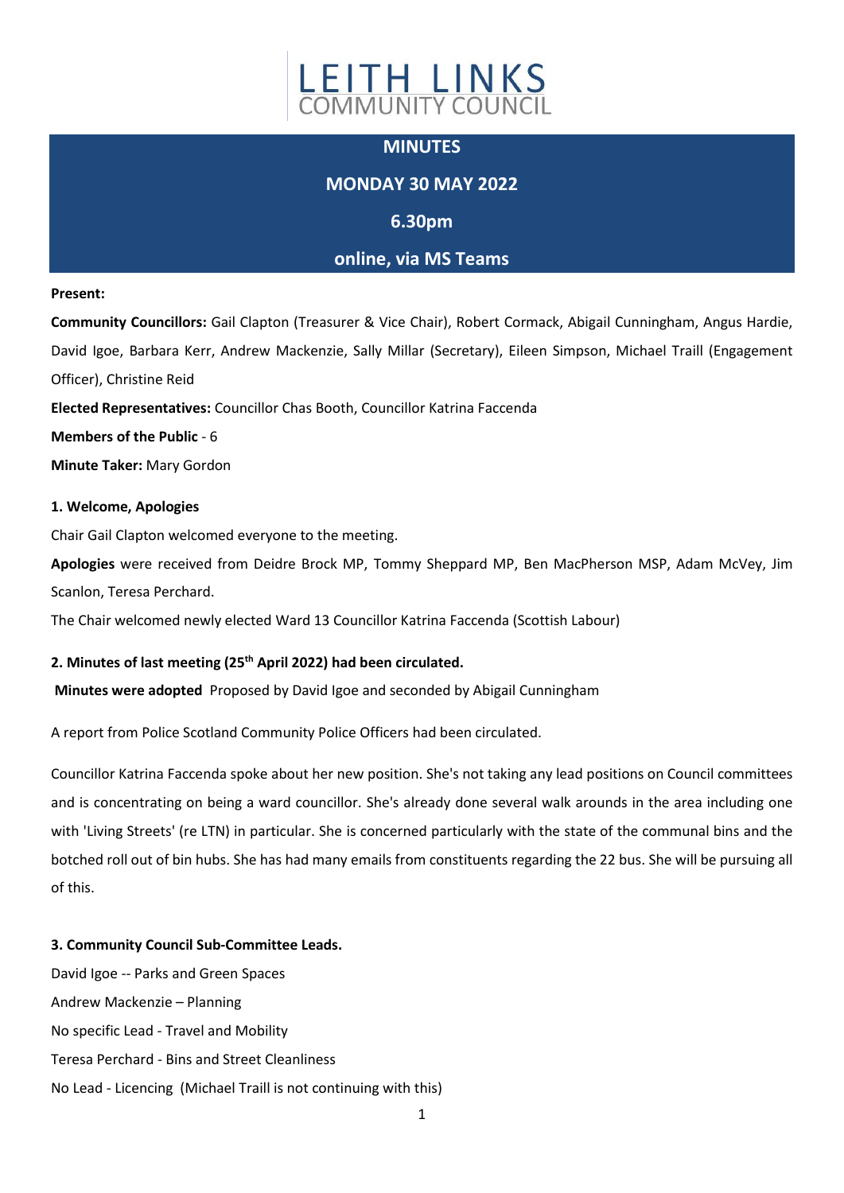# LEITH LINKS COMMUNITY COUNCIL

## MINUTES

## MONDAY 30 MAY 2022

## 6.30pm

## online, via MS Teams

**Present:**

**Community Councillors:** Gail Clapton (Treasurer & Vice Chair), Robert Cormack, Abigail Cunningham, Angus Hardie, David Igoe, Barbara Kerr, Andrew Mackenzie, Sally Millar (Secretary), Eileen Simpson, Michael Traill (Engagement Officer), Christine Reid

**Elected Representatives:** Councillor Chas Booth, Councillor Katrina Faccenda

**Members of the Public** - 6

**Minute Taker:** Mary Gordon

**1. Welcome, Apologies**

Chair Gail Clapton welcomed everyone to the meeting.

**Apologies** were received from Deidre Brock MP, Tommy Sheppard MP, Ben MacPherson MSP, Adam McVey, Jim Scanlon, Teresa Perchard.

The Chair welcomed newly elected Ward 13 Councillor Katrina Faccenda (Scottish Labour)

**2. Minutes of last meeting (25th April 2022) had been circulated.**

**Minutes were adopted** Proposed by David Igoe and seconded by Abigail Cunningham

A report from Police Scotland Community Police Officers had been circulated.

Councillor Katrina Faccenda spoke about her new position. She's not taking any lead positions on Council committees and is concentrating on being a ward councillor. She's already done several walk arounds in the area including one with 'Living Streets' (re LTN) in particular. She is concerned particularly with the state of the communal bins and the botched roll out of bin hubs. She has had many emails from constituents regarding the 22 bus. She will be pursuing all of this.

**3. Community Council Sub-Committee Leads.**

David Igoe -- Parks and Green Spaces

Andrew Mackenzie – Planning

No specific Lead - Travel and Mobility

Teresa Perchard - Bins and Street Cleanliness

No Lead - Licencing (Michael Traill is not continuing with this)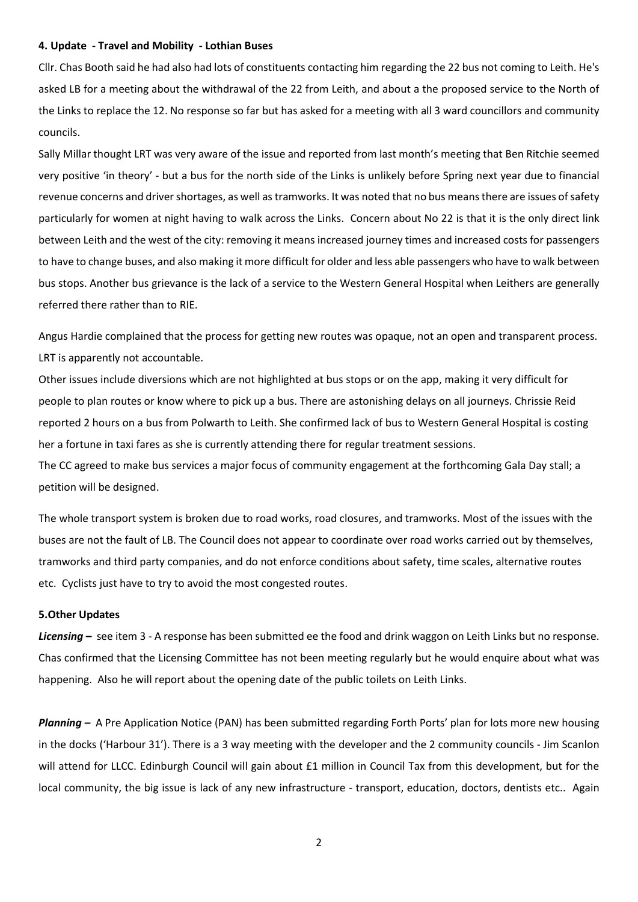#### 4. Update - Travel and Mobility - Lothian Buses

Cllr. Chas Booth said he had also had lots of constituents contacting him regarding the 22 bus not coming to Leith. He's asked LB for a meeting about the withdrawal of the 22 from Leith, and about a the proposed service to the North of the Links to replace the 12. No response so far but has asked for a meeting with all 3 ward councillors and community councils.

Sally Millar thought LRT was very aware of the issue and reported from last month's meeting that Ben Ritchie seemed very positive 'in theory' - but a bus for the north side of the Links is unlikely before Spring next year due to financial revenue concerns and driver shortages, as well as tramworks. It was noted that no bus means there are issues of safety particularly for women at night having to walk across the Links. Concern about No 22 is that it is the only direct link between Leith and the west of the city: removing it means increased journey times and increased costs for passengers to have to change buses, and also making it more difficult for older and less able passengers who have to walk between bus stops. Another bus grievance is the lack of a service to the Western General Hospital when Leithers are generally referred there rather than to RIE.

Angus Hardie complained that the process for getting new routes was opaque, not an open and transparent process. LRT is apparently not accountable.

Other issues include diversions which are not highlighted at bus stops or on the app, making it very difficult for people to plan routes or know where to pick up a bus. There are astonishing delays on all journeys. Chrissie Reid reported 2 hours on a bus from Polwarth to Leith. She confirmed lack of bus to Western General Hospital is costing her a fortune in taxi fares as she is currently attending there for regular treatment sessions.

The CC agreed to make bus services a major focus of community engagement at the forthcoming Gala Day stall; a petition will be designed.

The whole transport system is broken due to road works, road closures, and tramworks. Most of the issues with the buses are not the fault of LB. The Council does not appear to coordinate over road works carried out by themselves, tramworks and third party companies, and do not enforce conditions about safety, time scales, alternative routes etc. Cyclists just have to try to avoid the most congested routes.

#### 5.Other Updates

***Licensing*** **–** see item 3 - A response has been submitted ee the food and drink waggon on Leith Links but no response. Chas confirmed that the Licensing Committee has not been meeting regularly but he would enquire about what was happening. Also he will report about the opening date of the public toilets on Leith Links.

***Planning*** **–** A Pre Application Notice (PAN) has been submitted regarding Forth Ports' plan for lots more new housing in the docks ('Harbour 31'). There is a 3 way meeting with the developer and the 2 community councils - Jim Scanlon will attend for LLCC. Edinburgh Council will gain about £1 million in Council Tax from this development, but for the local community, the big issue is lack of any new infrastructure - transport, education, doctors, dentists etc.. Again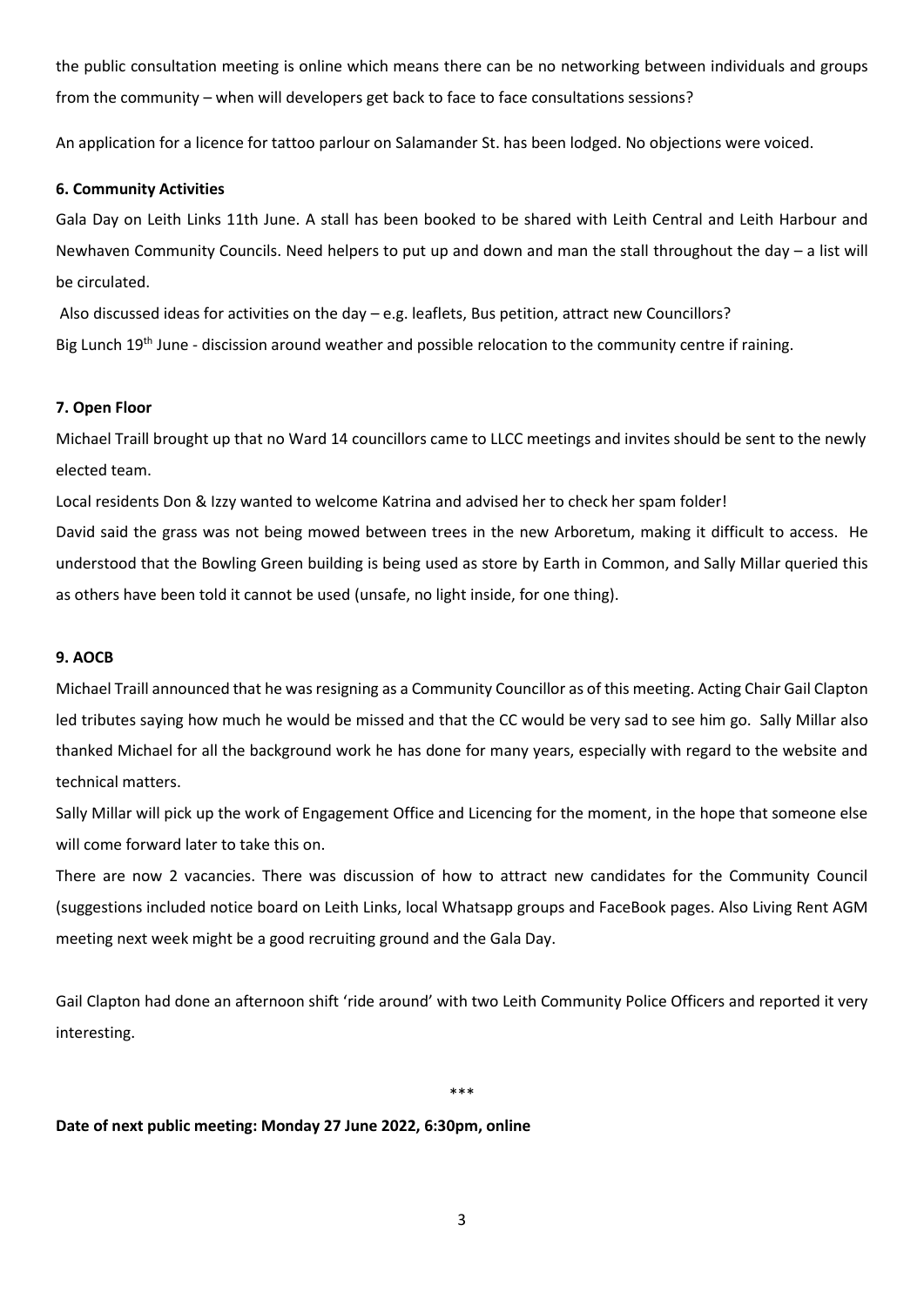the public consultation meeting is online which means there can be no networking between individuals and groups from the community – when will developers get back to face to face consultations sessions?

An application for a licence for tattoo parlour on Salamander St. has been lodged. No objections were voiced.

**6. Community Activities**

Gala Day on Leith Links 11th June. A stall has been booked to be shared with Leith Central and Leith Harbour and Newhaven Community Councils. Need helpers to put up and down and man the stall throughout the day – a list will be circulated.

Also discussed ideas for activities on the day – e.g. leaflets, Bus petition, attract new Councillors?

Big Lunch 19th June - discission around weather and possible relocation to the community centre if raining.

**7. Open Floor**

Michael Traill brought up that no Ward 14 councillors came to LLCC meetings and invites should be sent to the newly elected team.

Local residents Don & Izzy wanted to welcome Katrina and advised her to check her spam folder!

David said the grass was not being mowed between trees in the new Arboretum, making it difficult to access. He understood that the Bowling Green building is being used as store by Earth in Common, and Sally Millar queried this as others have been told it cannot be used (unsafe, no light inside, for one thing).

**9. AOCB**

Michael Traill announced that he was resigning as a Community Councillor as of this meeting. Acting Chair Gail Clapton led tributes saying how much he would be missed and that the CC would be very sad to see him go. Sally Millar also thanked Michael for all the background work he has done for many years, especially with regard to the website and technical matters.

Sally Millar will pick up the work of Engagement Office and Licencing for the moment, in the hope that someone else will come forward later to take this on.

There are now 2 vacancies. There was discussion of how to attract new candidates for the Community Council (suggestions included notice board on Leith Links, local Whatsapp groups and FaceBook pages. Also Living Rent AGM meeting next week might be a good recruiting ground and the Gala Day.

Gail Clapton had done an afternoon shift 'ride around' with two Leith Community Police Officers and reported it very interesting.

\*\*\*

**Date of next public meeting: Monday 27 June 2022, 6:30pm, online**